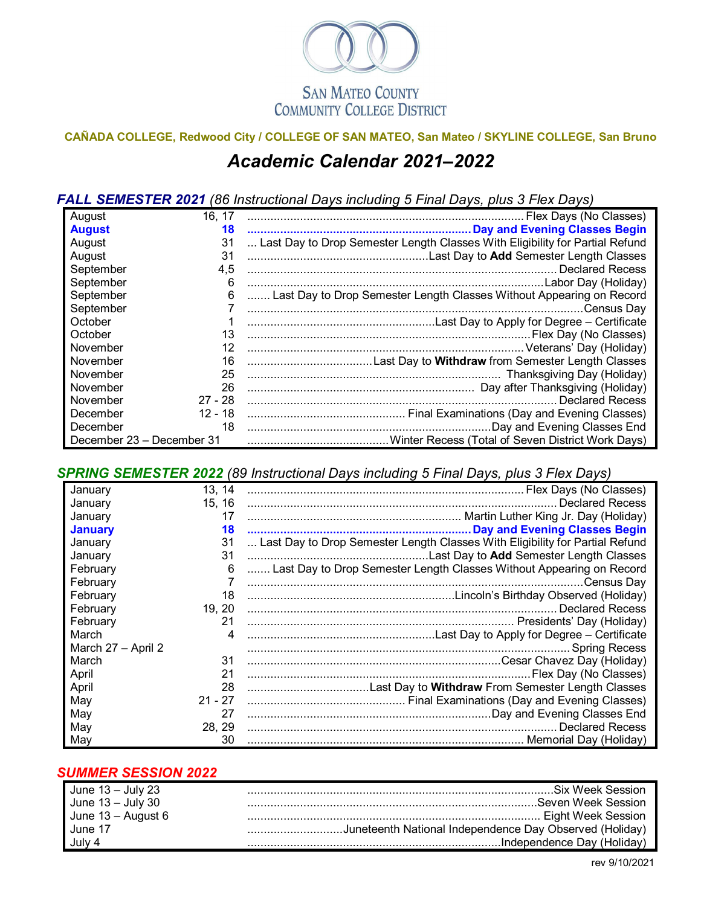San Mateo County Community College District

**CAÑADA COLLEGE, Redwood City / COLLEGE OF SAN MATEO, San Mateo / SKYLINE COLLEGE, San Bruno**

# *Academic Calendar 2021–2022*

## ***FALL SEMESTER 2021*** *(86 Instructional Days including 5 Final Days, plus 3 Flex Days)*

| | | |
|---|---|---|
| August | 16, 17 | Flex Days (No Classes) |
| **August** | **18** | **Day and Evening Classes Begin** |
| August | 31 | Last Day to Drop Semester Length Classes With Eligibility for Partial Refund |
| August | 31 | Last Day to **Add** Semester Length Classes |
| September | 4,5 | Declared Recess |
| September | 6 | Labor Day (Holiday) |
| September | 6 | Last Day to Drop Semester Length Classes Without Appearing on Record |
| September | 7 | Census Day |
| October | 1 | Last Day to Apply for Degree – Certificate |
| October | 13 | Flex Day (No Classes) |
| November | 12 | Veterans' Day (Holiday) |
| November | 16 | Last Day to **Withdraw** from Semester Length Classes |
| November | 25 | Thanksgiving Day (Holiday) |
| November | 26 | Day after Thanksgiving (Holiday) |
| November | 27 - 28 | Declared Recess |
| December | 12 - 18 | Final Examinations (Day and Evening Classes) |
| December | 18 | Day and Evening Classes End |
| December 23 – December 31 | | Winter Recess (Total of Seven District Work Days) |

## ***SPRING SEMESTER 2022*** *(89 Instructional Days including 5 Final Days, plus 3 Flex Days)*

| | | |
|---|---|---|
| January | 13, 14 | Flex Days (No Classes) |
| January | 15, 16 | Declared Recess |
| January | 17 | Martin Luther King Jr. Day (Holiday) |
| **January** | **18** | **Day and Evening Classes Begin** |
| January | 31 | Last Day to Drop Semester Length Classes With Eligibility for Partial Refund |
| January | 31 | Last Day to **Add** Semester Length Classes |
| February | 6 | Last Day to Drop Semester Length Classes Without Appearing on Record |
| February | 7 | Census Day |
| February | 18 | Lincoln's Birthday Observed (Holiday) |
| February | 19, 20 | Declared Recess |
| February | 21 | Presidents' Day (Holiday) |
| March | 4 | Last Day to Apply for Degree – Certificate |
| March 27 – April 2 | | Spring Recess |
| March | 31 | Cesar Chavez Day (Holiday) |
| April | 21 | Flex Day (No Classes) |
| April | 28 | Last Day to **Withdraw** From Semester Length Classes |
| May | 21 - 27 | Final Examinations (Day and Evening Classes) |
| May | 27 | Day and Evening Classes End |
| May | 28, 29 | Declared Recess |
| May | 30 | Memorial Day (Holiday) |

## ***SUMMER SESSION 2022***

| | |
|---|---|
| June 13 – July 23 | Six Week Session |
| June 13 – July 30 | Seven Week Session |
| June 13 – August 6 | Eight Week Session |
| June 17 | Juneteenth National Independence Day Observed (Holiday) |
| July 4 | Independence Day (Holiday) |

rev 9/10/2021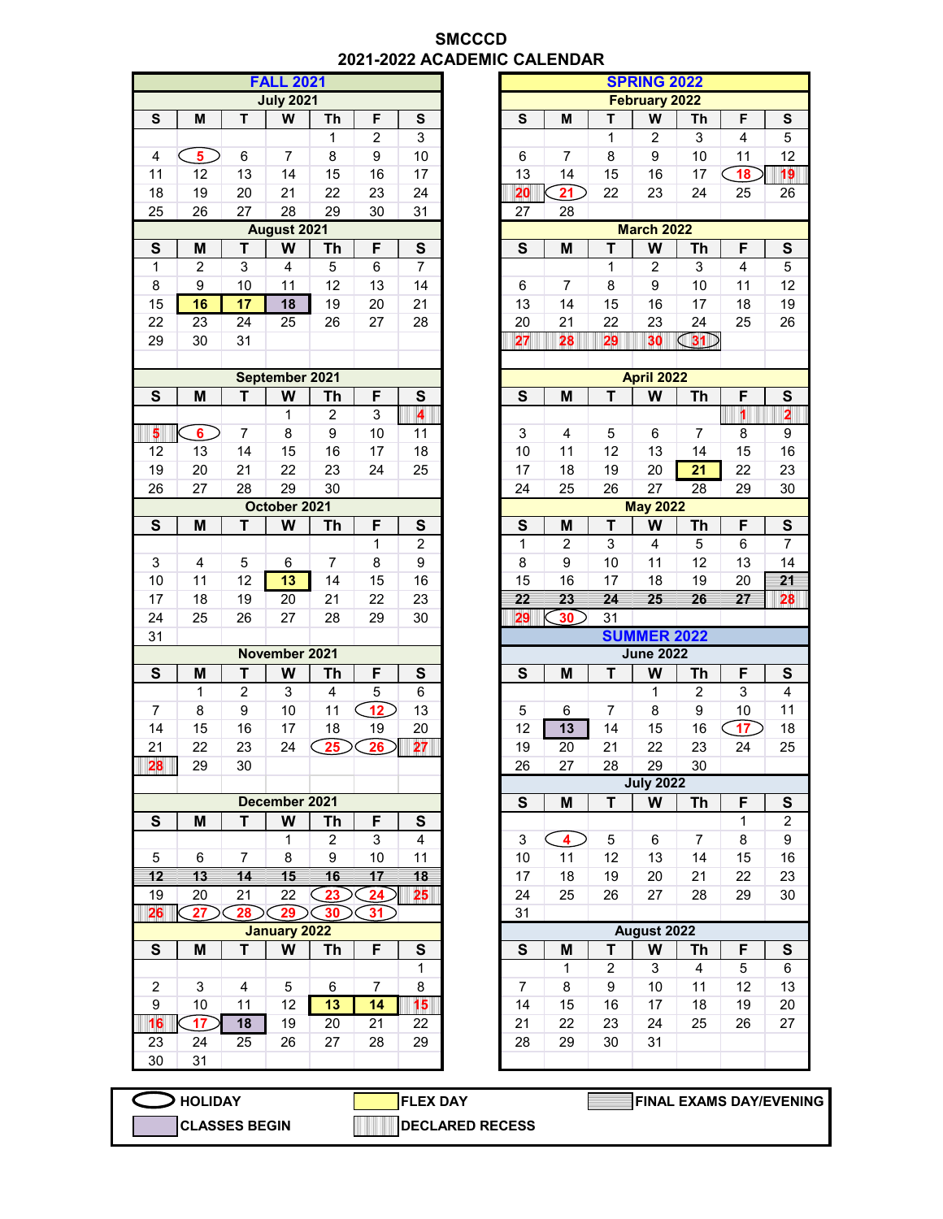# SMCCCD
## 2021-2022 ACADEMIC CALENDAR

### FALL 2021

**July 2021**

| S | M | T | W | Th | F | S |
|---|---|---|---|---|---|---|
| | | | | 1 | 2 | 3 |
| 4 | 5 | 6 | 7 | 8 | 9 | 10 |
| 11 | 12 | 13 | 14 | 15 | 16 | 17 |
| 18 | 19 | 20 | 21 | 22 | 23 | 24 |
| 25 | 26 | 27 | 28 | 29 | 30 | 31 |

**August 2021**

| S | M | T | W | Th | F | S |
|---|---|---|---|---|---|---|
| 1 | 2 | 3 | 4 | 5 | 6 | 7 |
| 8 | 9 | 10 | 11 | 12 | 13 | 14 |
| 15 | 16 | 17 | 18 | 19 | 20 | 21 |
| 22 | 23 | 24 | 25 | 26 | 27 | 28 |
| 29 | 30 | 31 | | | | |

**September 2021**

| S | M | T | W | Th | F | S |
|---|---|---|---|---|---|---|
| | | | 1 | 2 | 3 | 4 |
| 5 | 6 | 7 | 8 | 9 | 10 | 11 |
| 12 | 13 | 14 | 15 | 16 | 17 | 18 |
| 19 | 20 | 21 | 22 | 23 | 24 | 25 |
| 26 | 27 | 28 | 29 | 30 | | |

**October 2021**

| S | M | T | W | Th | F | S |
|---|---|---|---|---|---|---|
| | | | | | 1 | 2 |
| 3 | 4 | 5 | 6 | 7 | 8 | 9 |
| 10 | 11 | 12 | 13 | 14 | 15 | 16 |
| 17 | 18 | 19 | 20 | 21 | 22 | 23 |
| 24 | 25 | 26 | 27 | 28 | 29 | 30 |
| 31 | | | | | | |

**November 2021**

| S | M | T | W | Th | F | S |
|---|---|---|---|---|---|---|
| | 1 | 2 | 3 | 4 | 5 | 6 |
| 7 | 8 | 9 | 10 | 11 | 12 | 13 |
| 14 | 15 | 16 | 17 | 18 | 19 | 20 |
| 21 | 22 | 23 | 24 | 25 | 26 | 27 |
| 28 | 29 | 30 | | | | |

**December 2021**

| S | M | T | W | Th | F | S |
|---|---|---|---|---|---|---|
| | | | 1 | 2 | 3 | 4 |
| 5 | 6 | 7 | 8 | 9 | 10 | 11 |
| 12 | 13 | 14 | 15 | 16 | 17 | 18 |
| 19 | 20 | 21 | 22 | 23 | 24 | 25 |
| 26 | 27 | 28 | 29 | 30 | 31 | |

**January 2022**

| S | M | T | W | Th | F | S |
|---|---|---|---|---|---|---|
| | | | | | | 1 |
| 2 | 3 | 4 | 5 | 6 | 7 | 8 |
| 9 | 10 | 11 | 12 | 13 | 14 | 15 |
| 16 | 17 | 18 | 19 | 20 | 21 | 22 |
| 23 | 24 | 25 | 26 | 27 | 28 | 29 |
| 30 | 31 | | | | | |

### SPRING 2022

**February 2022**

| S | M | T | W | Th | F | S |
|---|---|---|---|---|---|---|
| | | 1 | 2 | 3 | 4 | 5 |
| 6 | 7 | 8 | 9 | 10 | 11 | 12 |
| 13 | 14 | 15 | 16 | 17 | 18 | 19 |
| 20 | 21 | 22 | 23 | 24 | 25 | 26 |
| 27 | 28 | | | | | |

**March 2022**

| S | M | T | W | Th | F | S |
|---|---|---|---|---|---|---|
| | | 1 | 2 | 3 | 4 | 5 |
| 6 | 7 | 8 | 9 | 10 | 11 | 12 |
| 13 | 14 | 15 | 16 | 17 | 18 | 19 |
| 20 | 21 | 22 | 23 | 24 | 25 | 26 |
| 27 | 28 | 29 | 30 | 31 | | |

**April 2022**

| S | M | T | W | Th | F | S |
|---|---|---|---|---|---|---|
| | | | | | 1 | 2 |
| 3 | 4 | 5 | 6 | 7 | 8 | 9 |
| 10 | 11 | 12 | 13 | 14 | 15 | 16 |
| 17 | 18 | 19 | 20 | 21 | 22 | 23 |
| 24 | 25 | 26 | 27 | 28 | 29 | 30 |

**May 2022**

| S | M | T | W | Th | F | S |
|---|---|---|---|---|---|---|
| 1 | 2 | 3 | 4 | 5 | 6 | 7 |
| 8 | 9 | 10 | 11 | 12 | 13 | 14 |
| 15 | 16 | 17 | 18 | 19 | 20 | 21 |
| 22 | 23 | 24 | 25 | 26 | 27 | 28 |
| 29 | 30 | 31 | | | | |

### SUMMER 2022

**June 2022**

| S | M | T | W | Th | F | S |
|---|---|---|---|---|---|---|
| | | | 1 | 2 | 3 | 4 |
| 5 | 6 | 7 | 8 | 9 | 10 | 11 |
| 12 | 13 | 14 | 15 | 16 | 17 | 18 |
| 19 | 20 | 21 | 22 | 23 | 24 | 25 |
| 26 | 27 | 28 | 29 | 30 | | |

**July 2022**

| S | M | T | W | Th | F | S |
|---|---|---|---|---|---|---|
| | | | | | 1 | 2 |
| 3 | 4 | 5 | 6 | 7 | 8 | 9 |
| 10 | 11 | 12 | 13 | 14 | 15 | 16 |
| 17 | 18 | 19 | 20 | 21 | 22 | 23 |
| 24 | 25 | 26 | 27 | 28 | 29 | 30 |
| 31 | | | | | | |

**August 2022**

| S | M | T | W | Th | F | S |
|---|---|---|---|---|---|---|
| | 1 | 2 | 3 | 4 | 5 | 6 |
| 7 | 8 | 9 | 10 | 11 | 12 | 13 |
| 14 | 15 | 16 | 17 | 18 | 19 | 20 |
| 21 | 22 | 23 | 24 | 25 | 26 | 27 |
| 28 | 29 | 30 | 31 | | | |

HOLIDAY | FLEX DAY | FINAL EXAMS DAY/EVENING

CLASSES BEGIN | DECLARED RECESS